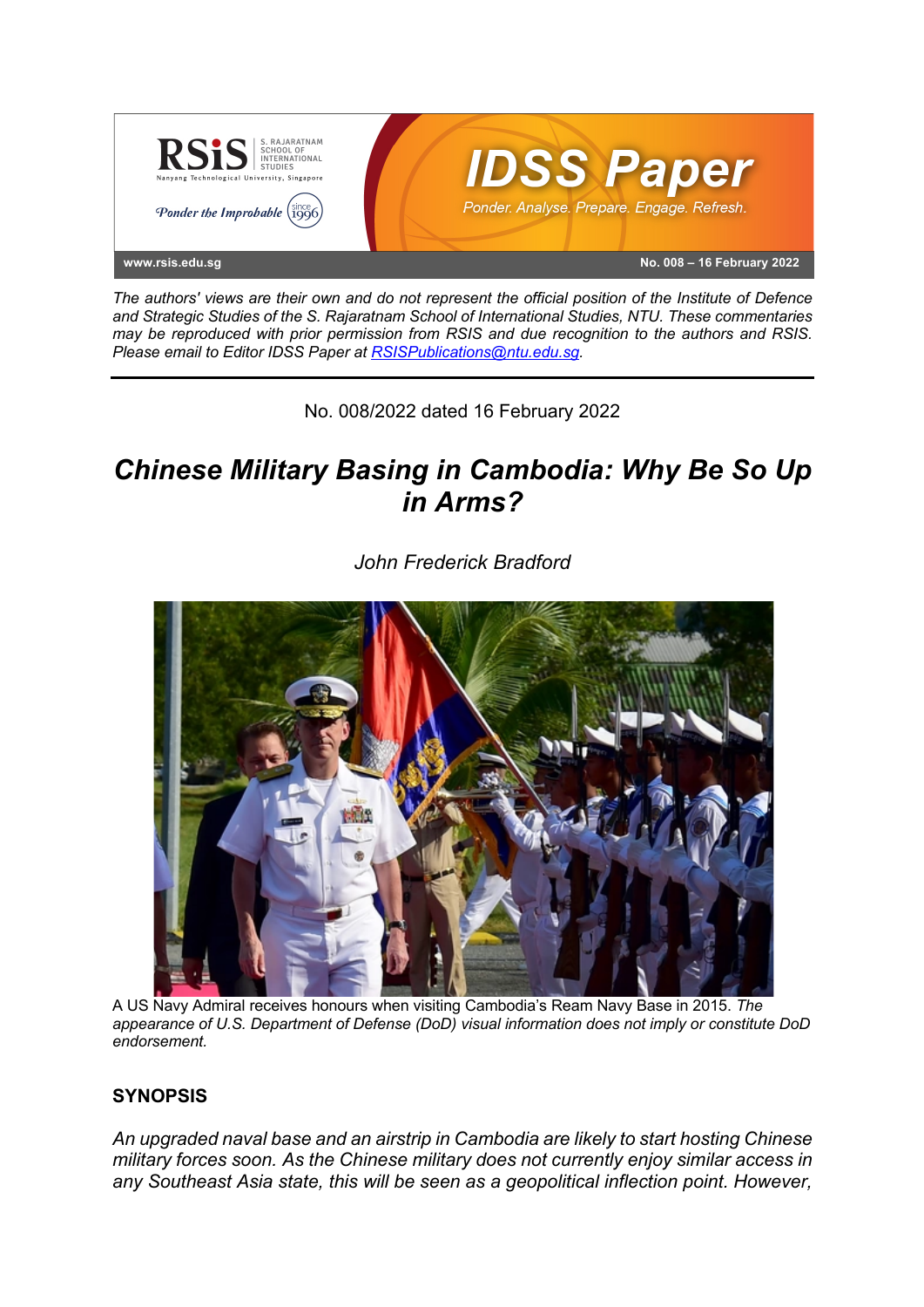The authors' views are their own and do not represent the official position of the Institute of Defence and Strategic Studies of the S. Rajaratnam School of International Studies, NTU. These commentaries may be reproduced with prior permission from RSIS and due recognition to the authors and RSIS. Please email to Editor IDSS Paper at RSISPublications@ntu.edu.sg.

No. 008/2022 dated 16 February 2022

# *Chinese Military Basing in Cambodia: Why Be So Up in Arms?*

*John Frederick Bradford*

A US Navy Admiral receives honours when visiting Cambodia's Ream Navy Base in 2015. *The appearance of U.S. Department of Defense (DoD) visual information does not imply or constitute DoD endorsement.*

## SYNOPSIS

*An upgraded naval base and an airstrip in Cambodia are likely to start hosting Chinese military forces soon. As the Chinese military does not currently enjoy similar access in any Southeast Asia state, this will be seen as a geopolitical inflection point. However,*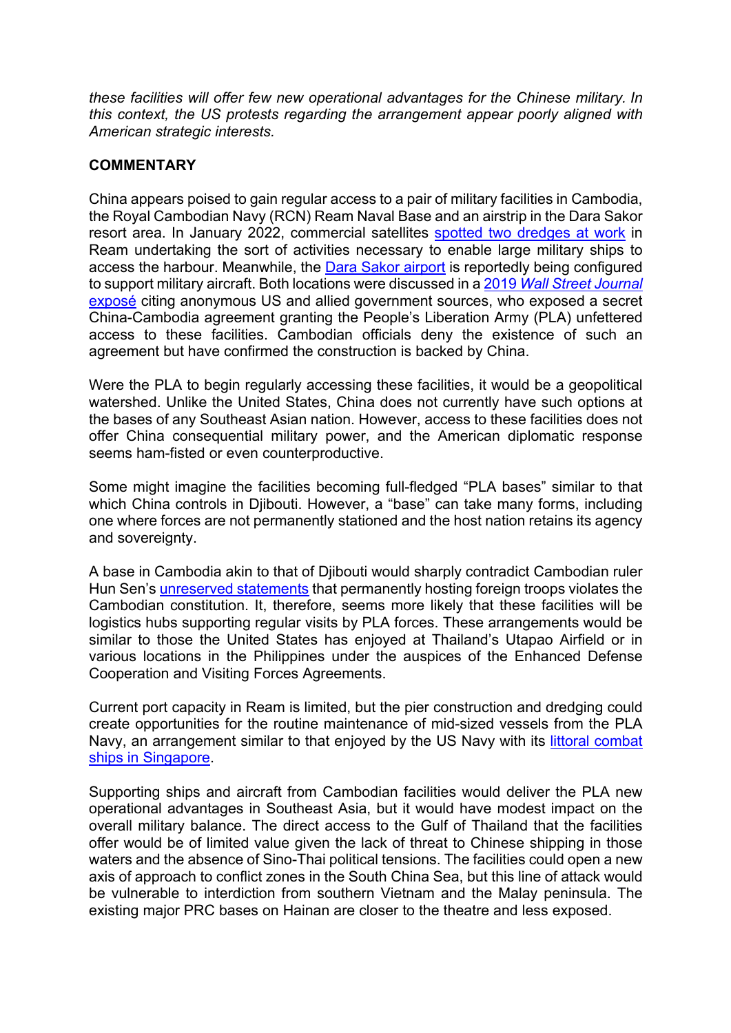*these facilities will offer few new operational advantages for the Chinese military. In this context, the US protests regarding the arrangement appear poorly aligned with American strategic interests.*

**COMMENTARY**

China appears poised to gain regular access to a pair of military facilities in Cambodia, the Royal Cambodian Navy (RCN) Ream Naval Base and an airstrip in the Dara Sakor resort area. In January 2022, commercial satellites spotted two dredges at work in Ream undertaking the sort of activities necessary to enable large military ships to access the harbour. Meanwhile, the Dara Sakor airport is reportedly being configured to support military aircraft. Both locations were discussed in a 2019 *Wall Street Journal* exposé citing anonymous US and allied government sources, who exposed a secret China-Cambodia agreement granting the People's Liberation Army (PLA) unfettered access to these facilities. Cambodian officials deny the existence of such an agreement but have confirmed the construction is backed by China.

Were the PLA to begin regularly accessing these facilities, it would be a geopolitical watershed. Unlike the United States, China does not currently have such options at the bases of any Southeast Asian nation. However, access to these facilities does not offer China consequential military power, and the American diplomatic response seems ham-fisted or even counterproductive.

Some might imagine the facilities becoming full-fledged "PLA bases" similar to that which China controls in Djibouti. However, a "base" can take many forms, including one where forces are not permanently stationed and the host nation retains its agency and sovereignty.

A base in Cambodia akin to that of Djibouti would sharply contradict Cambodian ruler Hun Sen's unreserved statements that permanently hosting foreign troops violates the Cambodian constitution. It, therefore, seems more likely that these facilities will be logistics hubs supporting regular visits by PLA forces. These arrangements would be similar to those the United States has enjoyed at Thailand's Utapao Airfield or in various locations in the Philippines under the auspices of the Enhanced Defense Cooperation and Visiting Forces Agreements.

Current port capacity in Ream is limited, but the pier construction and dredging could create opportunities for the routine maintenance of mid-sized vessels from the PLA Navy, an arrangement similar to that enjoyed by the US Navy with its littoral combat ships in Singapore.

Supporting ships and aircraft from Cambodian facilities would deliver the PLA new operational advantages in Southeast Asia, but it would have modest impact on the overall military balance. The direct access to the Gulf of Thailand that the facilities offer would be of limited value given the lack of threat to Chinese shipping in those waters and the absence of Sino-Thai political tensions. The facilities could open a new axis of approach to conflict zones in the South China Sea, but this line of attack would be vulnerable to interdiction from southern Vietnam and the Malay peninsula. The existing major PRC bases on Hainan are closer to the theatre and less exposed.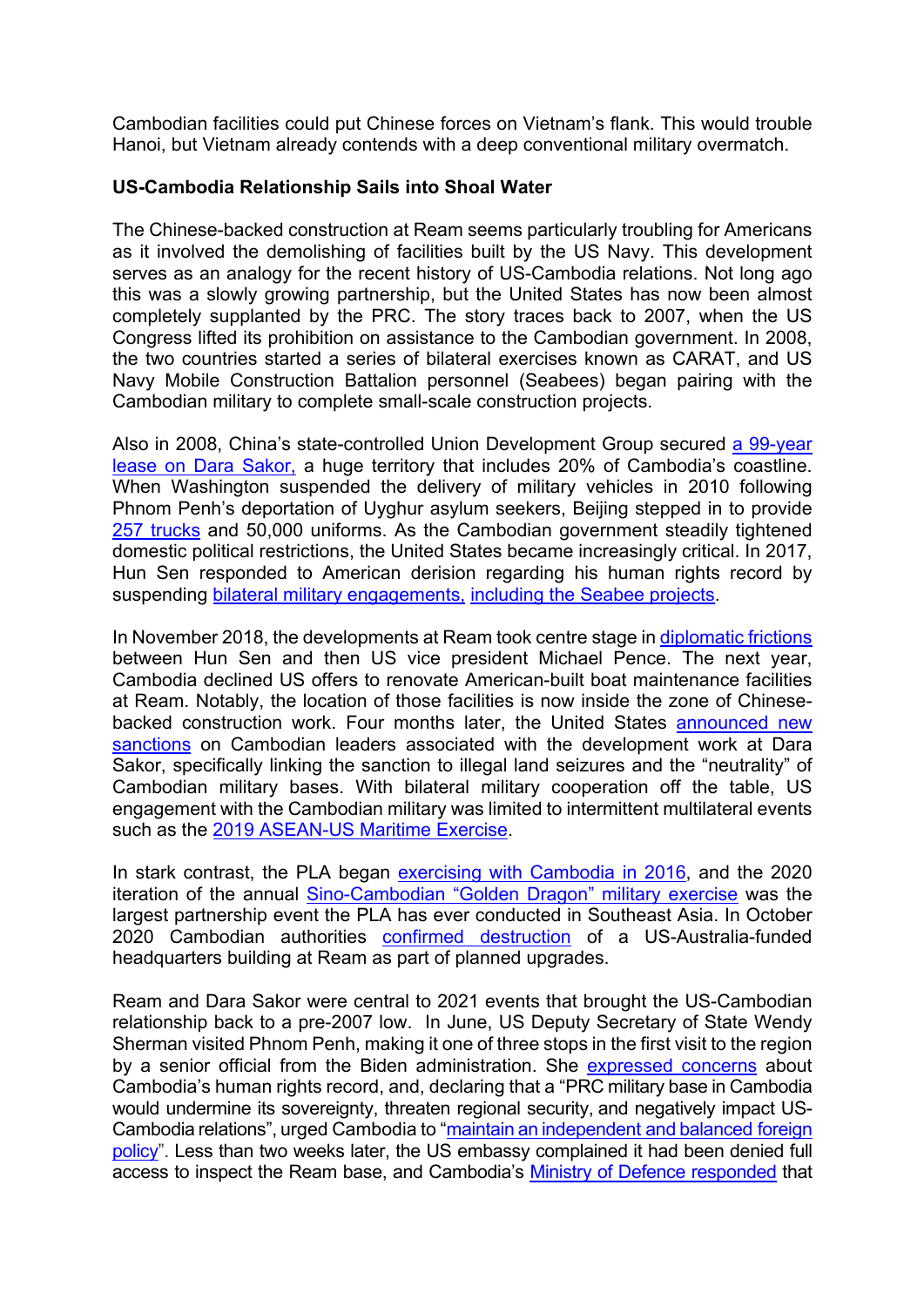Cambodian facilities could put Chinese forces on Vietnam's flank. This would trouble Hanoi, but Vietnam already contends with a deep conventional military overmatch.

**US-Cambodia Relationship Sails into Shoal Water**

The Chinese-backed construction at Ream seems particularly troubling for Americans as it involved the demolishing of facilities built by the US Navy. This development serves as an analogy for the recent history of US-Cambodia relations. Not long ago this was a slowly growing partnership, but the United States has now been almost completely supplanted by the PRC. The story traces back to 2007, when the US Congress lifted its prohibition on assistance to the Cambodian government. In 2008, the two countries started a series of bilateral exercises known as CARAT, and US Navy Mobile Construction Battalion personnel (Seabees) began pairing with the Cambodian military to complete small-scale construction projects.

Also in 2008, China's state-controlled Union Development Group secured a 99-year lease on Dara Sakor, a huge territory that includes 20% of Cambodia's coastline. When Washington suspended the delivery of military vehicles in 2010 following Phnom Penh's deportation of Uyghur asylum seekers, Beijing stepped in to provide 257 trucks and 50,000 uniforms. As the Cambodian government steadily tightened domestic political restrictions, the United States became increasingly critical. In 2017, Hun Sen responded to American derision regarding his human rights record by suspending bilateral military engagements, including the Seabee projects.

In November 2018, the developments at Ream took centre stage in diplomatic frictions between Hun Sen and then US vice president Michael Pence. The next year, Cambodia declined US offers to renovate American-built boat maintenance facilities at Ream. Notably, the location of those facilities is now inside the zone of Chinese-backed construction work. Four months later, the United States announced new sanctions on Cambodian leaders associated with the development work at Dara Sakor, specifically linking the sanction to illegal land seizures and the "neutrality" of Cambodian military bases. With bilateral military cooperation off the table, US engagement with the Cambodian military was limited to intermittent multilateral events such as the 2019 ASEAN-US Maritime Exercise.

In stark contrast, the PLA began exercising with Cambodia in 2016, and the 2020 iteration of the annual Sino-Cambodian "Golden Dragon" military exercise was the largest partnership event the PLA has ever conducted in Southeast Asia. In October 2020 Cambodian authorities confirmed destruction of a US-Australia-funded headquarters building at Ream as part of planned upgrades.

Ream and Dara Sakor were central to 2021 events that brought the US-Cambodian relationship back to a pre-2007 low. In June, US Deputy Secretary of State Wendy Sherman visited Phnom Penh, making it one of three stops in the first visit to the region by a senior official from the Biden administration. She expressed concerns about Cambodia's human rights record, and, declaring that a "PRC military base in Cambodia would undermine its sovereignty, threaten regional security, and negatively impact US-Cambodia relations", urged Cambodia to "maintain an independent and balanced foreign policy". Less than two weeks later, the US embassy complained it had been denied full access to inspect the Ream base, and Cambodia's Ministry of Defence responded that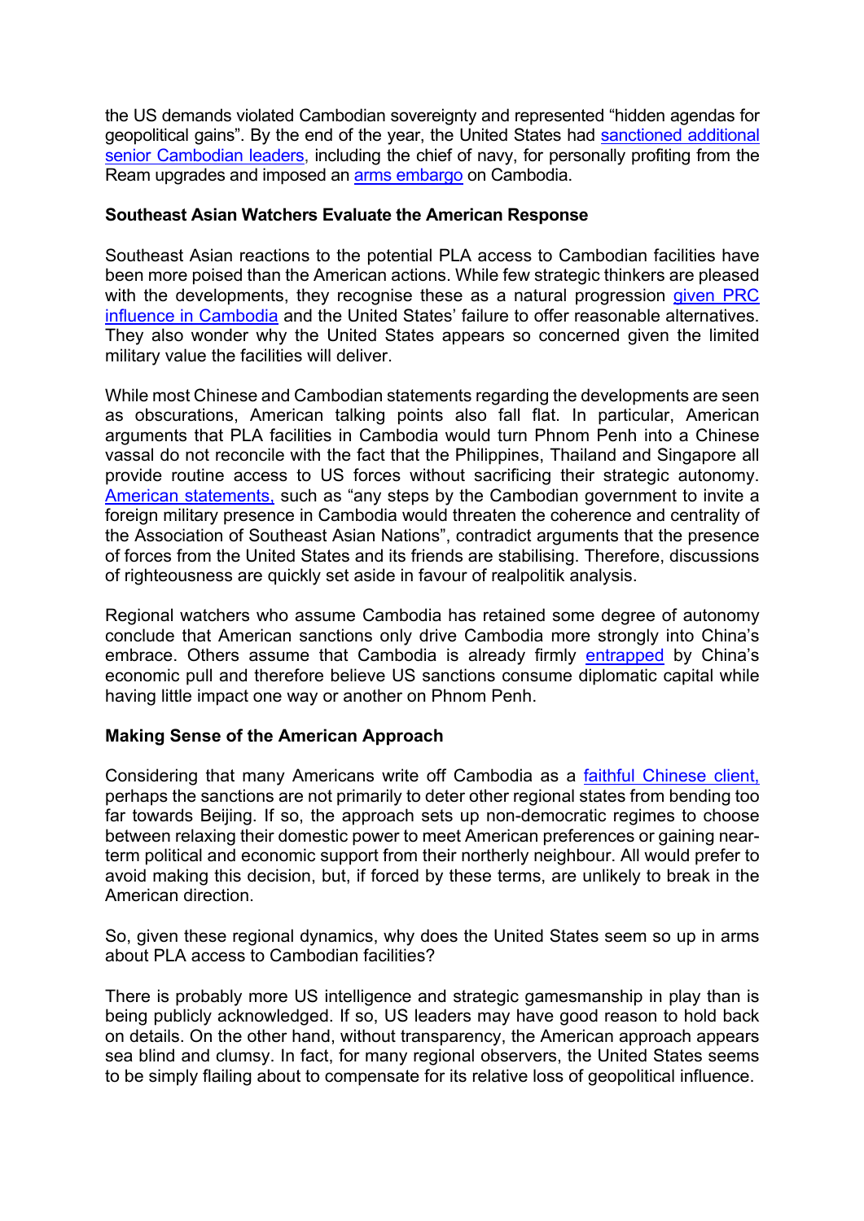the US demands violated Cambodian sovereignty and represented "hidden agendas for geopolitical gains". By the end of the year, the United States had sanctioned additional senior Cambodian leaders, including the chief of navy, for personally profiting from the Ream upgrades and imposed an arms embargo on Cambodia.

**Southeast Asian Watchers Evaluate the American Response**

Southeast Asian reactions to the potential PLA access to Cambodian facilities have been more poised than the American actions. While few strategic thinkers are pleased with the developments, they recognise these as a natural progression given PRC influence in Cambodia and the United States' failure to offer reasonable alternatives. They also wonder why the United States appears so concerned given the limited military value the facilities will deliver.

While most Chinese and Cambodian statements regarding the developments are seen as obscurations, American talking points also fall flat. In particular, American arguments that PLA facilities in Cambodia would turn Phnom Penh into a Chinese vassal do not reconcile with the fact that the Philippines, Thailand and Singapore all provide routine access to US forces without sacrificing their strategic autonomy. American statements, such as "any steps by the Cambodian government to invite a foreign military presence in Cambodia would threaten the coherence and centrality of the Association of Southeast Asian Nations", contradict arguments that the presence of forces from the United States and its friends are stabilising. Therefore, discussions of righteousness are quickly set aside in favour of realpolitik analysis.

Regional watchers who assume Cambodia has retained some degree of autonomy conclude that American sanctions only drive Cambodia more strongly into China's embrace. Others assume that Cambodia is already firmly entrapped by China's economic pull and therefore believe US sanctions consume diplomatic capital while having little impact one way or another on Phnom Penh.

**Making Sense of the American Approach**

Considering that many Americans write off Cambodia as a faithful Chinese client, perhaps the sanctions are not primarily to deter other regional states from bending too far towards Beijing. If so, the approach sets up non-democratic regimes to choose between relaxing their domestic power to meet American preferences or gaining near-term political and economic support from their northerly neighbour. All would prefer to avoid making this decision, but, if forced by these terms, are unlikely to break in the American direction.

So, given these regional dynamics, why does the United States seem so up in arms about PLA access to Cambodian facilities?

There is probably more US intelligence and strategic gamesmanship in play than is being publicly acknowledged. If so, US leaders may have good reason to hold back on details. On the other hand, without transparency, the American approach appears sea blind and clumsy. In fact, for many regional observers, the United States seems to be simply flailing about to compensate for its relative loss of geopolitical influence.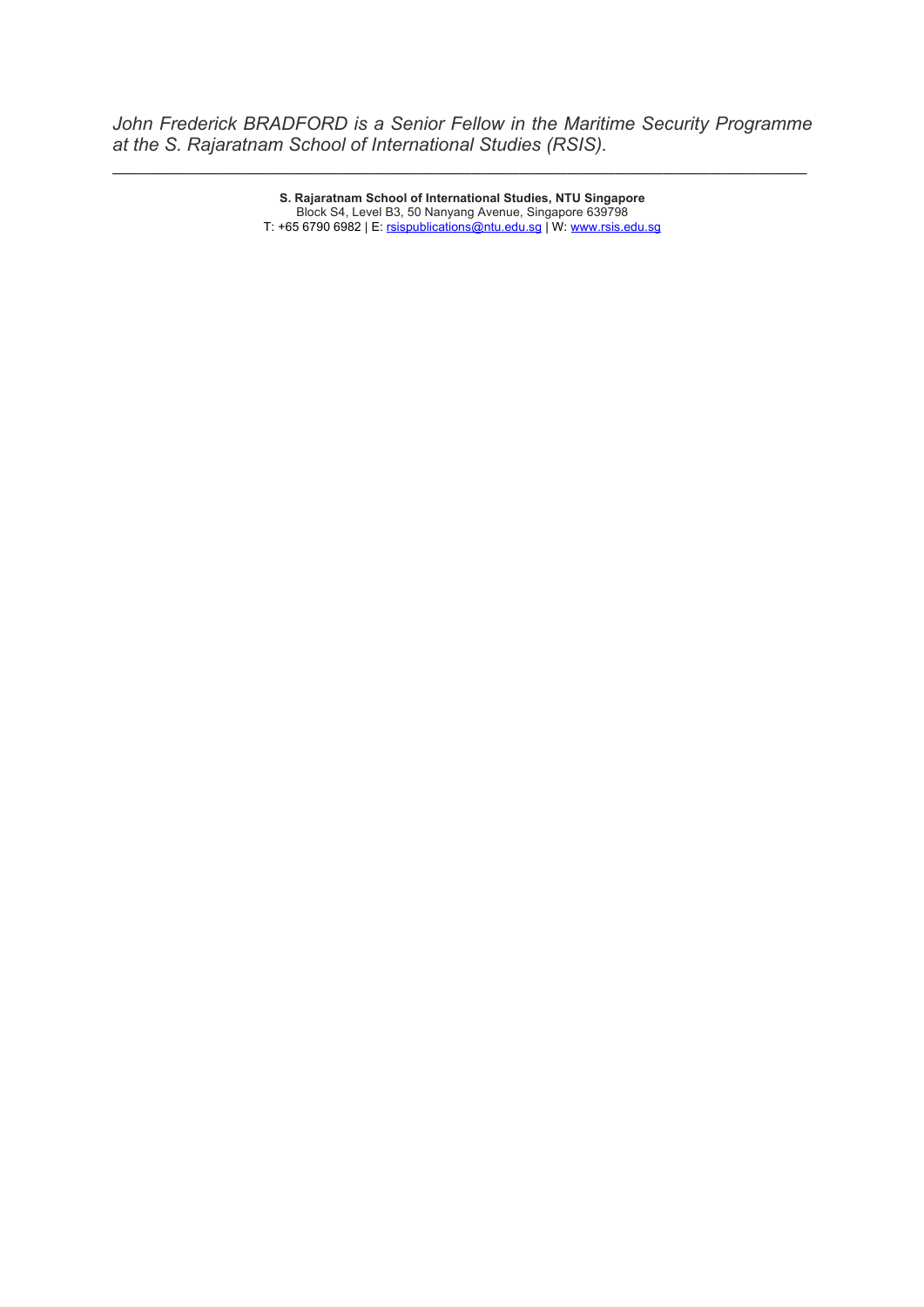*John Frederick BRADFORD is a Senior Fellow in the Maritime Security Programme at the S. Rajaratnam School of International Studies (RSIS).*

---

**S. Rajaratnam School of International Studies, NTU Singapore**
Block S4, Level B3, 50 Nanyang Avenue, Singapore 639798
T: +65 6790 6982 | E: rsispublications@ntu.edu.sg | W: www.rsis.edu.sg